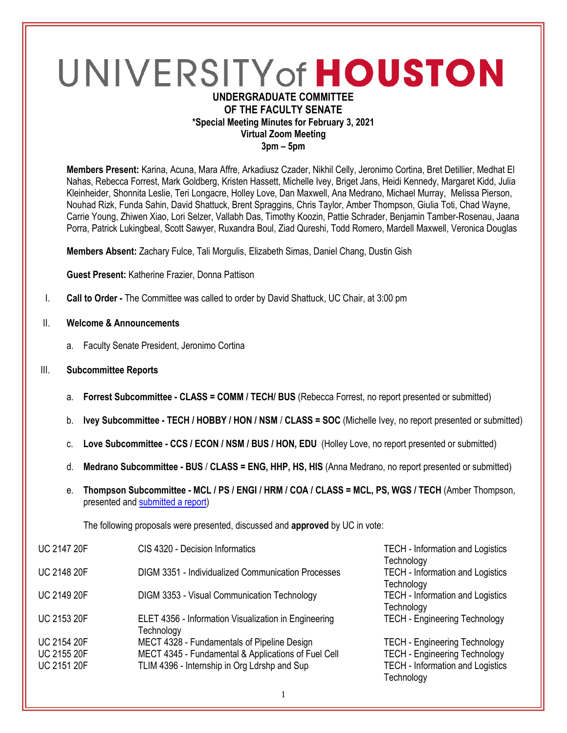# UNIVERSITY of HOUSTON

**UNDERGRADUATE COMMITTEE**
**OF THE FACULTY SENATE**
**\*Special Meeting Minutes for February 3, 2021**
**Virtual Zoom Meeting**
**3pm – 5pm**

**Members Present:** Karina, Acuna, Mara Affre, Arkadiusz Czader, Nikhil Celly, Jeronimo Cortina, Bret Detillier, Medhat El Nahas, Rebecca Forrest, Mark Goldberg, Kristen Hassett, Michelle Ivey, Briget Jans, Heidi Kennedy, Margaret Kidd, Julia Kleinheider, Shonnita Leslie, Teri Longacre, Holley Love, Dan Maxwell, Ana Medrano, Michael Murray, Melissa Pierson, Nouhad Rizk, Funda Sahin, David Shattuck, Brent Spraggins, Chris Taylor, Amber Thompson, Giulia Toti, Chad Wayne, Carrie Young, Zhiwen Xiao, Lori Selzer, Vallabh Das, Timothy Koozin, Pattie Schrader, Benjamin Tamber-Rosenau, Jaana Porra, Patrick Lukingbeal, Scott Sawyer, Ruxandra Boul, Ziad Qureshi, Todd Romero, Mardell Maxwell, Veronica Douglas

**Members Absent:** Zachary Fulce, Tali Morgulis, Elizabeth Simas, Daniel Chang, Dustin Gish

**Guest Present:** Katherine Frazier, Donna Pattison

I. **Call to Order -** The Committee was called to order by David Shattuck, UC Chair, at 3:00 pm

II. **Welcome & Announcements**

   a. Faculty Senate President, Jeronimo Cortina

III. **Subcommittee Reports**

   a. **Forrest Subcommittee - CLASS = COMM / TECH/ BUS** (Rebecca Forrest, no report presented or submitted)

   b. **Ivey Subcommittee - TECH / HOBBY / HON / NSM / CLASS = SOC** (Michelle Ivey, no report presented or submitted)

   c. **Love Subcommittee - CCS / ECON / NSM / BUS / HON, EDU** (Holley Love, no report presented or submitted)

   d. **Medrano Subcommittee - BUS / CLASS = ENG, HHP, HS, HIS** (Anna Medrano, no report presented or submitted)

   e. **Thompson Subcommittee - MCL / PS / ENGI / HRM / COA / CLASS = MCL, PS, WGS / TECH** (Amber Thompson, presented and submitted a report)

   The following proposals were presented, discussed and **approved** by UC in vote:

| | | |
|---|---|---|
| UC 2147 20F | CIS 4320 - Decision Informatics | TECH - Information and Logistics Technology |
| UC 2148 20F | DIGM 3351 - Individualized Communication Processes | TECH - Information and Logistics Technology |
| UC 2149 20F | DIGM 3353 - Visual Communication Technology | TECH - Information and Logistics Technology |
| UC 2153 20F | ELET 4356 - Information Visualization in Engineering Technology | TECH - Engineering Technology |
| UC 2154 20F | MECT 4328 - Fundamentals of Pipeline Design | TECH - Engineering Technology |
| UC 2155 20F | MECT 4345 - Fundamental & Applications of Fuel Cell | TECH - Engineering Technology |
| UC 2151 20F | TLIM 4396 - Internship in Org Ldrshp and Sup | TECH - Information and Logistics Technology |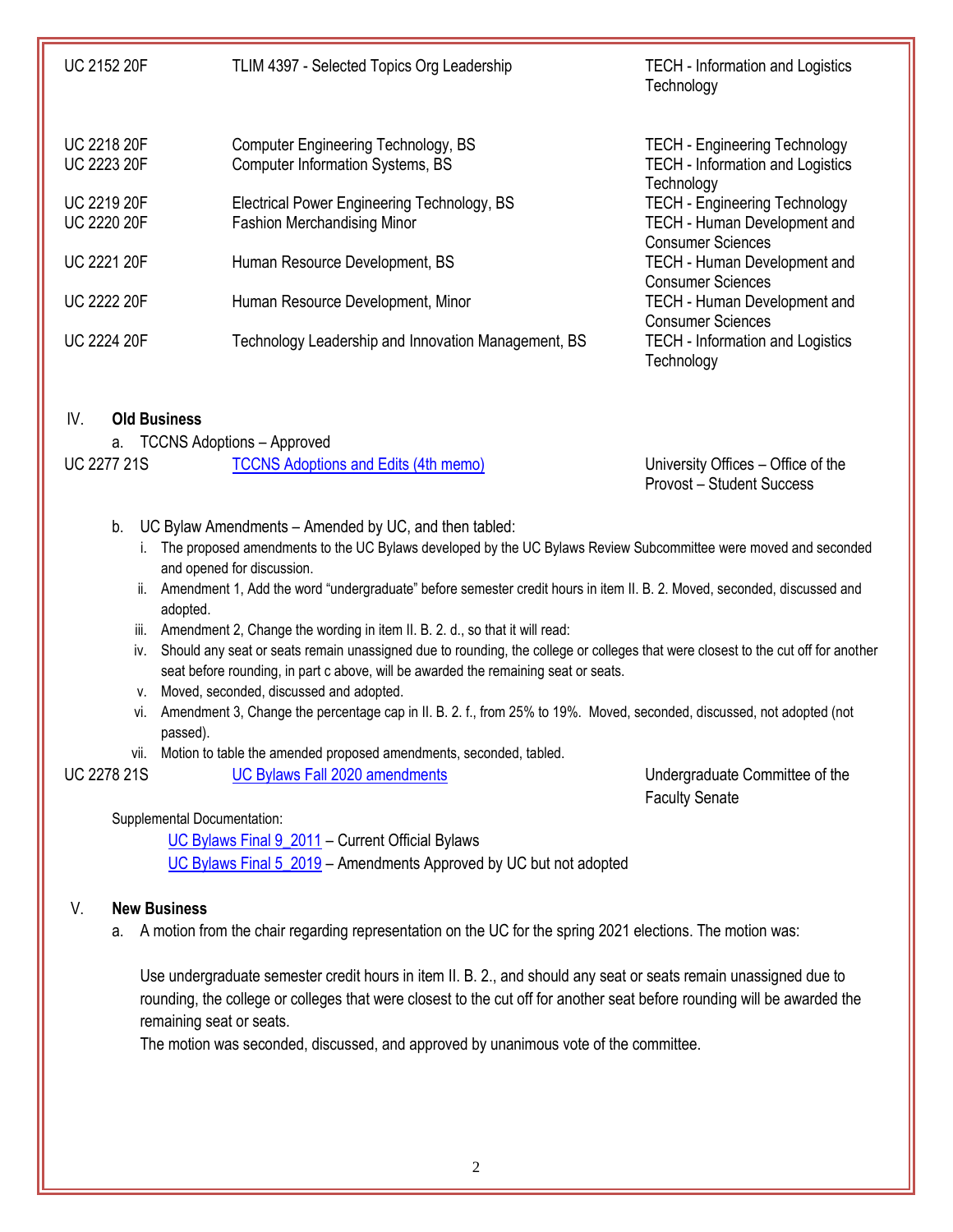| | | |
|---|---|---|
| UC 2152 20F | TLIM 4397 - Selected Topics Org Leadership | TECH - Information and Logistics Technology |
| UC 2218 20F | Computer Engineering Technology, BS | TECH - Engineering Technology |
| UC 2223 20F | Computer Information Systems, BS | TECH - Information and Logistics Technology |
| UC 2219 20F | Electrical Power Engineering Technology, BS | TECH - Engineering Technology |
| UC 2220 20F | Fashion Merchandising Minor | TECH - Human Development and Consumer Sciences |
| UC 2221 20F | Human Resource Development, BS | TECH - Human Development and Consumer Sciences |
| UC 2222 20F | Human Resource Development, Minor | TECH - Human Development and Consumer Sciences |
| UC 2224 20F | Technology Leadership and Innovation Management, BS | TECH - Information and Logistics Technology |

IV. **Old Business**

a. TCCNS Adoptions – Approved

| | | |
|---|---|---|
| UC 2277 21S | TCCNS Adoptions and Edits (4th memo) | University Offices – Office of the Provost – Student Success |

b. UC Bylaw Amendments – Amended by UC, and then tabled:

i. The proposed amendments to the UC Bylaws developed by the UC Bylaws Review Subcommittee were moved and seconded and opened for discussion.

ii. Amendment 1, Add the word "undergraduate" before semester credit hours in item II. B. 2. Moved, seconded, discussed and adopted.

iii. Amendment 2, Change the wording in item II. B. 2. d., so that it will read:

iv. Should any seat or seats remain unassigned due to rounding, the college or colleges that were closest to the cut off for another seat before rounding, in part c above, will be awarded the remaining seat or seats.

v. Moved, seconded, discussed and adopted.

vi. Amendment 3, Change the percentage cap in II. B. 2. f., from 25% to 19%. Moved, seconded, discussed, not adopted (not passed).

vii. Motion to table the amended proposed amendments, seconded, tabled.

| | | |
|---|---|---|
| UC 2278 21S | UC Bylaws Fall 2020 amendments | Undergraduate Committee of the Faculty Senate |

Supplemental Documentation:

UC Bylaws Final 9_2011 – Current Official Bylaws

UC Bylaws Final 5_2019 – Amendments Approved by UC but not adopted

V. **New Business**

a. A motion from the chair regarding representation on the UC for the spring 2021 elections. The motion was:

Use undergraduate semester credit hours in item II. B. 2., and should any seat or seats remain unassigned due to rounding, the college or colleges that were closest to the cut off for another seat before rounding will be awarded the remaining seat or seats.

The motion was seconded, discussed, and approved by unanimous vote of the committee.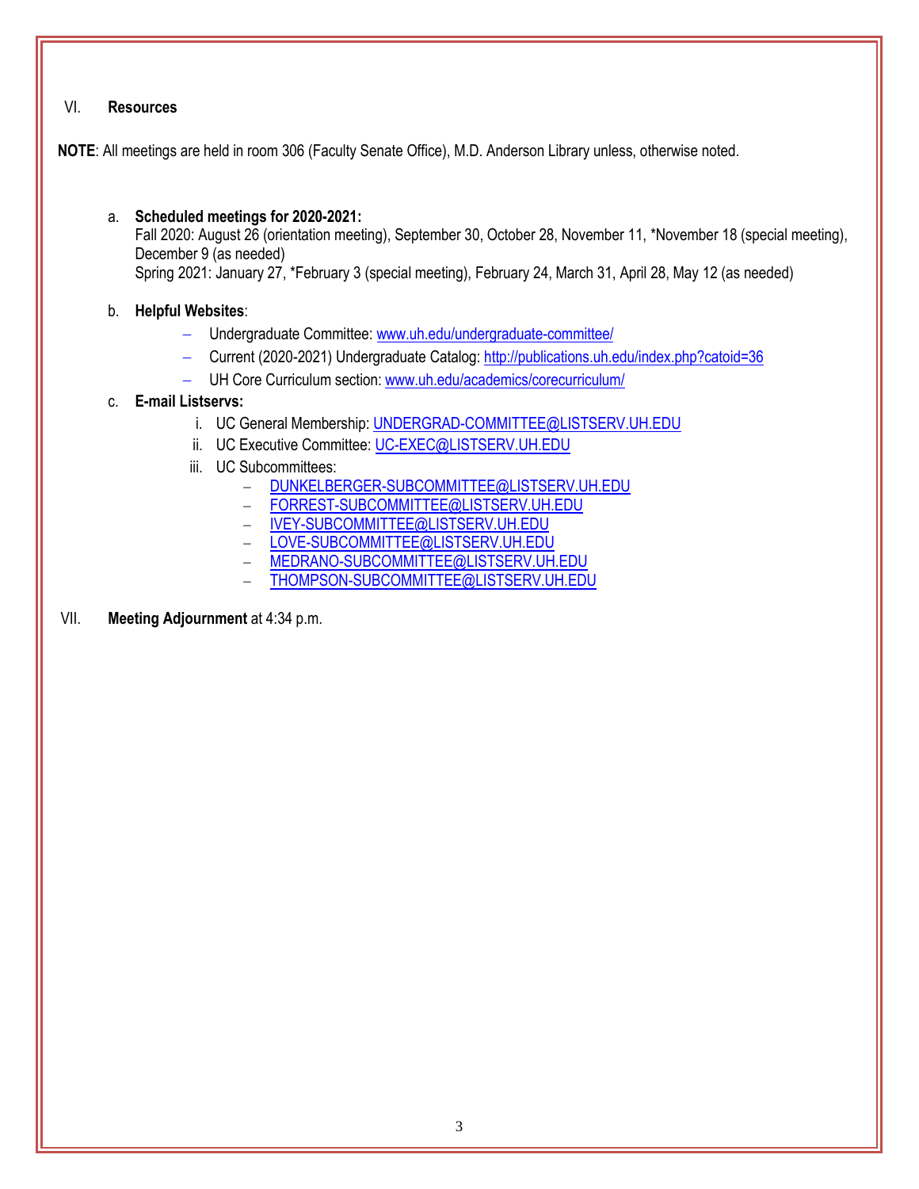## VI. Resources

**NOTE**: All meetings are held in room 306 (Faculty Senate Office), M.D. Anderson Library unless, otherwise noted.

a. **Scheduled meetings for 2020-2021:**
Fall 2020: August 26 (orientation meeting), September 30, October 28, November 11, *November 18 (special meeting), December 9 (as needed)
Spring 2021: January 27, *February 3 (special meeting), February 24, March 31, April 28, May 12 (as needed)

b. **Helpful Websites**:
   - Undergraduate Committee: www.uh.edu/undergraduate-committee/
   - Current (2020-2021) Undergraduate Catalog: http://publications.uh.edu/index.php?catoid=36
   - UH Core Curriculum section: www.uh.edu/academics/corecurriculum/

c. **E-mail Listservs:**
   i. UC General Membership: UNDERGRAD-COMMITTEE@LISTSERV.UH.EDU
   ii. UC Executive Committee: UC-EXEC@LISTSERV.UH.EDU
   iii. UC Subcommittees:
      - DUNKELBERGER-SUBCOMMITTEE@LISTSERV.UH.EDU
      - FORREST-SUBCOMMITTEE@LISTSERV.UH.EDU
      - IVEY-SUBCOMMITTEE@LISTSERV.UH.EDU
      - LOVE-SUBCOMMITTEE@LISTSERV.UH.EDU
      - MEDRANO-SUBCOMMITTEE@LISTSERV.UH.EDU
      - THOMPSON-SUBCOMMITTEE@LISTSERV.UH.EDU

## VII. Meeting Adjournment at 4:34 p.m.